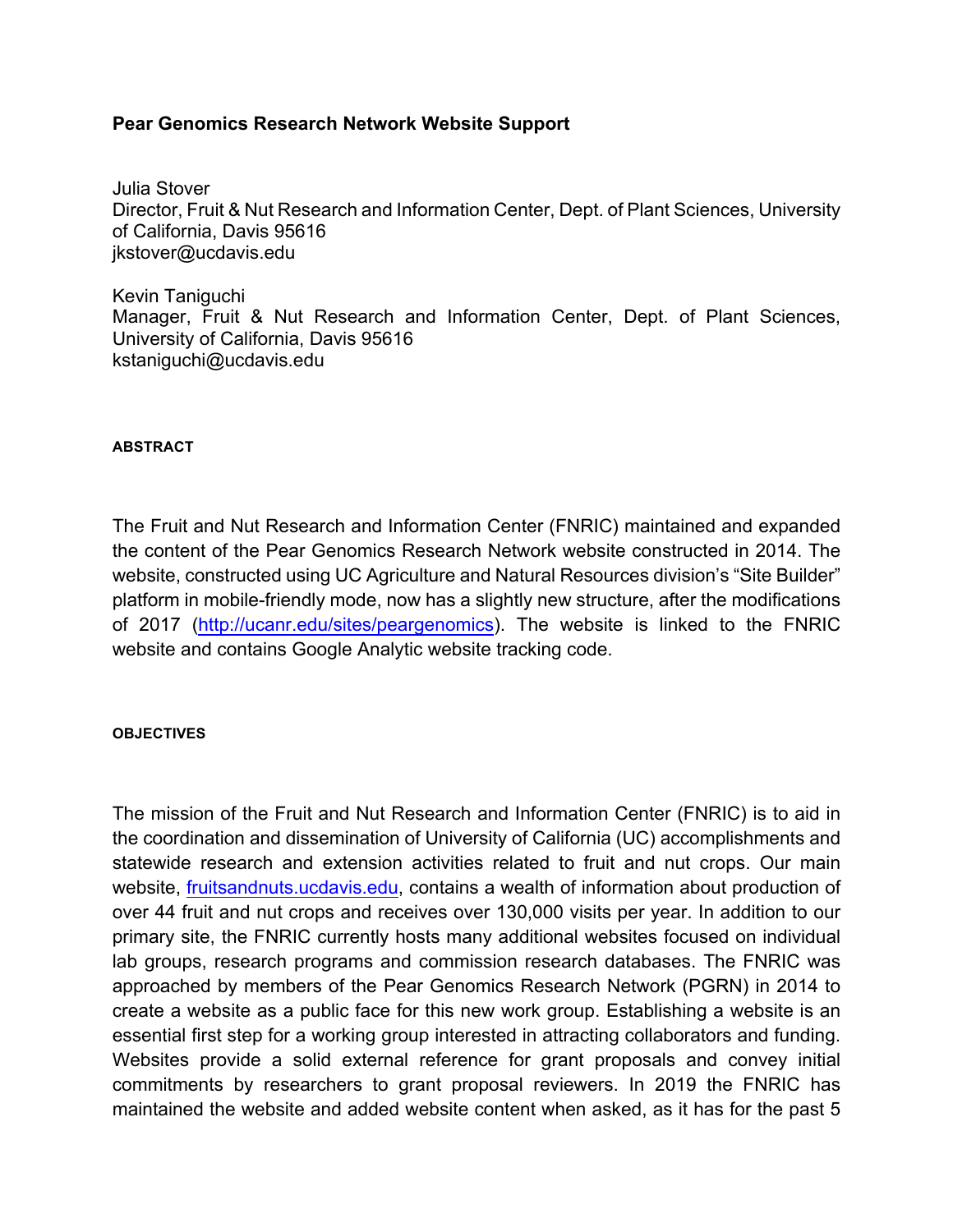# Pear Genomics Research Network Website Support

Julia Stover
Director, Fruit & Nut Research and Information Center, Dept. of Plant Sciences, University of California, Davis 95616
jkstover@ucdavis.edu

Kevin Taniguchi
Manager, Fruit & Nut Research and Information Center, Dept. of Plant Sciences, University of California, Davis 95616
kstaniguchi@ucdavis.edu

## ABSTRACT

The Fruit and Nut Research and Information Center (FNRIC) maintained and expanded the content of the Pear Genomics Research Network website constructed in 2014. The website, constructed using UC Agriculture and Natural Resources division's "Site Builder" platform in mobile-friendly mode, now has a slightly new structure, after the modifications of 2017 ([http://ucanr.edu/sites/peargenomics](http://ucanr.edu/sites/peargenomics)). The website is linked to the FNRIC website and contains Google Analytic website tracking code.

## OBJECTIVES

The mission of the Fruit and Nut Research and Information Center (FNRIC) is to aid in the coordination and dissemination of University of California (UC) accomplishments and statewide research and extension activities related to fruit and nut crops. Our main website, [fruitsandnuts.ucdavis.edu](http://fruitsandnuts.ucdavis.edu), contains a wealth of information about production of over 44 fruit and nut crops and receives over 130,000 visits per year. In addition to our primary site, the FNRIC currently hosts many additional websites focused on individual lab groups, research programs and commission research databases. The FNRIC was approached by members of the Pear Genomics Research Network (PGRN) in 2014 to create a website as a public face for this new work group. Establishing a website is an essential first step for a working group interested in attracting collaborators and funding. Websites provide a solid external reference for grant proposals and convey initial commitments by researchers to grant proposal reviewers. In 2019 the FNRIC has maintained the website and added website content when asked, as it has for the past 5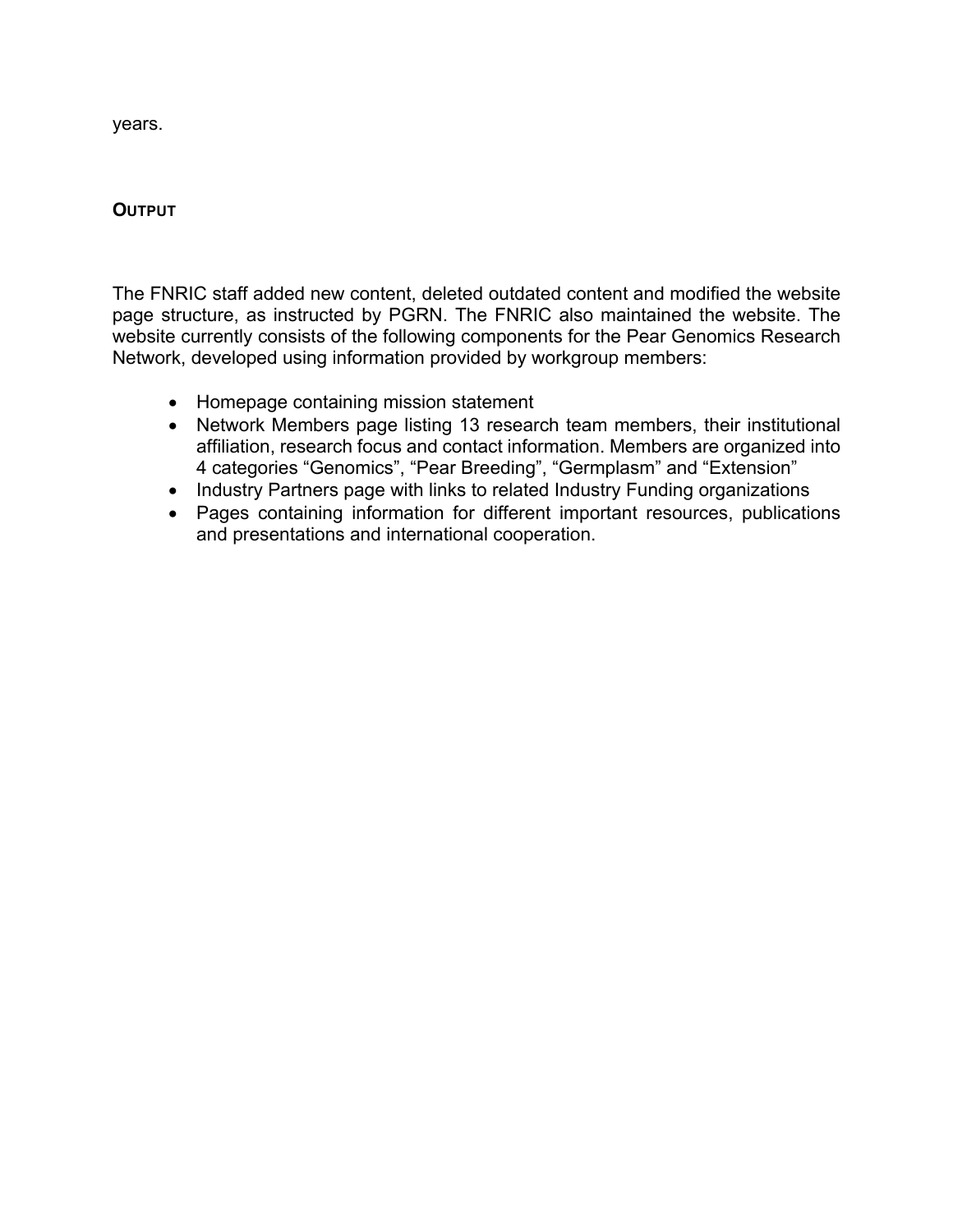years.

## OUTPUT

The FNRIC staff added new content, deleted outdated content and modified the website page structure, as instructed by PGRN. The FNRIC also maintained the website. The website currently consists of the following components for the Pear Genomics Research Network, developed using information provided by workgroup members:

- Homepage containing mission statement
- Network Members page listing 13 research team members, their institutional affiliation, research focus and contact information. Members are organized into 4 categories “Genomics”, “Pear Breeding”, “Germplasm” and “Extension”
- Industry Partners page with links to related Industry Funding organizations
- Pages containing information for different important resources, publications and presentations and international cooperation.